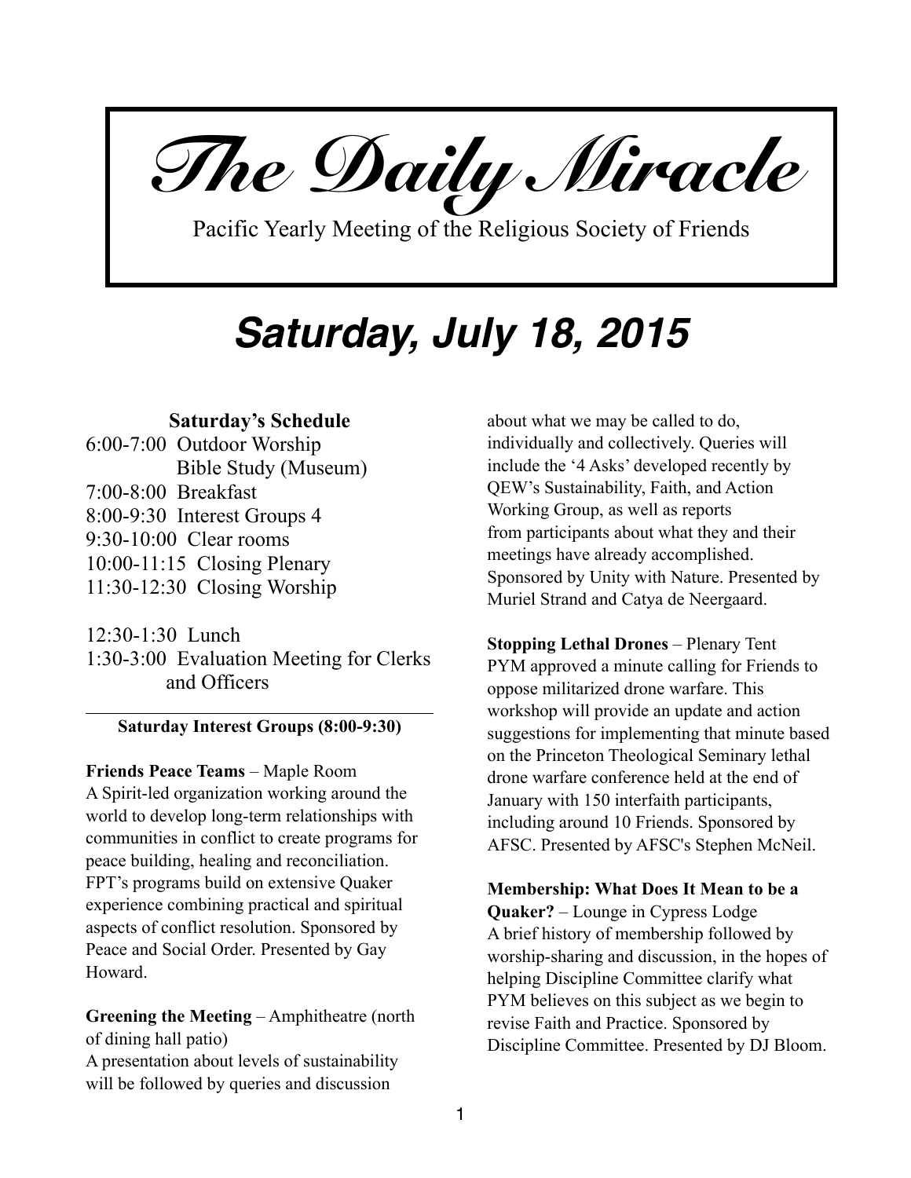# The Daily Miracle

Pacific Yearly Meeting of the Religious Society of Friends

## *Saturday, July 18, 2015*

### Saturday's Schedule

6:00-7:00 Outdoor Worship
Bible Study (Museum)
7:00-8:00 Breakfast
8:00-9:30 Interest Groups 4
9:30-10:00 Clear rooms
10:00-11:15 Closing Plenary
11:30-12:30 Closing Worship

12:30-1:30 Lunch
1:30-3:00 Evaluation Meeting for Clerks and Officers

---

### Saturday Interest Groups (8:00-9:30)

**Friends Peace Teams** – Maple Room
A Spirit-led organization working around the world to develop long-term relationships with communities in conflict to create programs for peace building, healing and reconciliation. FPT's programs build on extensive Quaker experience combining practical and spiritual aspects of conflict resolution. Sponsored by Peace and Social Order. Presented by Gay Howard.

**Greening the Meeting** – Amphitheatre (north of dining hall patio)
A presentation about levels of sustainability will be followed by queries and discussion about what we may be called to do, individually and collectively. Queries will include the '4 Asks' developed recently by QEW's Sustainability, Faith, and Action Working Group, as well as reports from participants about what they and their meetings have already accomplished. Sponsored by Unity with Nature. Presented by Muriel Strand and Catya de Neergaard.

**Stopping Lethal Drones** – Plenary Tent
PYM approved a minute calling for Friends to oppose militarized drone warfare. This workshop will provide an update and action suggestions for implementing that minute based on the Princeton Theological Seminary lethal drone warfare conference held at the end of January with 150 interfaith participants, including around 10 Friends. Sponsored by AFSC. Presented by AFSC's Stephen McNeil.

**Membership: What Does It Mean to be a Quaker?** – Lounge in Cypress Lodge
A brief history of membership followed by worship-sharing and discussion, in the hopes of helping Discipline Committee clarify what PYM believes on this subject as we begin to revise Faith and Practice. Sponsored by Discipline Committee. Presented by DJ Bloom.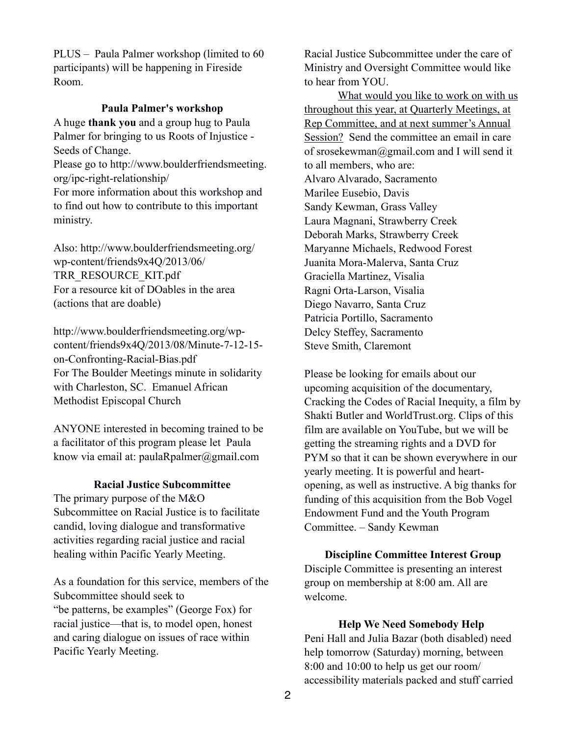PLUS – Paula Palmer workshop (limited to 60 participants) will be happening in Fireside Room.

### Paula Palmer's workshop

A huge **thank you** and a group hug to Paula Palmer for bringing to us Roots of Injustice - Seeds of Change.

Please go to http://www.boulderfriendsmeeting.org/ipc-right-relationship/

For more information about this workshop and to find out how to contribute to this important ministry.

Also: http://www.boulderfriendsmeeting.org/wp-content/friends9x4Q/2013/06/TRR_RESOURCE_KIT.pdf

For a resource kit of DOables in the area (actions that are doable)

http://www.boulderfriendsmeeting.org/wp-content/friends9x4Q/2013/08/Minute-7-12-15-on-Confronting-Racial-Bias.pdf

For The Boulder Meetings minute in solidarity with Charleston, SC. Emanuel African Methodist Episcopal Church

ANYONE interested in becoming trained to be a facilitator of this program please let Paula know via email at: paulaRpalmer@gmail.com

### Racial Justice Subcommittee

The primary purpose of the M&O Subcommittee on Racial Justice is to facilitate candid, loving dialogue and transformative activities regarding racial justice and racial healing within Pacific Yearly Meeting.

As a foundation for this service, members of the Subcommittee should seek to "be patterns, be examples" (George Fox) for racial justice—that is, to model open, honest and caring dialogue on issues of race within Pacific Yearly Meeting.

Racial Justice Subcommittee under the care of Ministry and Oversight Committee would like to hear from YOU.

What would you like to work on with us throughout this year, at Quarterly Meetings, at Rep Committee, and at next summer's Annual Session? Send the committee an email in care of srosekewman@gmail.com and I will send it to all members, who are:

Alvaro Alvarado, Sacramento
Marilee Eusebio, Davis
Sandy Kewman, Grass Valley
Laura Magnani, Strawberry Creek
Deborah Marks, Strawberry Creek
Maryanne Michaels, Redwood Forest
Juanita Mora-Malerva, Santa Cruz
Graciella Martinez, Visalia
Ragni Orta-Larson, Visalia
Diego Navarro, Santa Cruz
Patricia Portillo, Sacramento
Delcy Steffey, Sacramento
Steve Smith, Claremont

Please be looking for emails about our upcoming acquisition of the documentary, Cracking the Codes of Racial Inequity, a film by Shakti Butler and WorldTrust.org. Clips of this film are available on YouTube, but we will be getting the streaming rights and a DVD for PYM so that it can be shown everywhere in our yearly meeting. It is powerful and heart-opening, as well as instructive. A big thanks for funding of this acquisition from the Bob Vogel Endowment Fund and the Youth Program Committee. – Sandy Kewman

### Discipline Committee Interest Group

Disciple Committee is presenting an interest group on membership at 8:00 am. All are welcome.

### Help We Need Somebody Help

Peni Hall and Julia Bazar (both disabled) need help tomorrow (Saturday) morning, between 8:00 and 10:00 to help us get our room/accessibility materials packed and stuff carried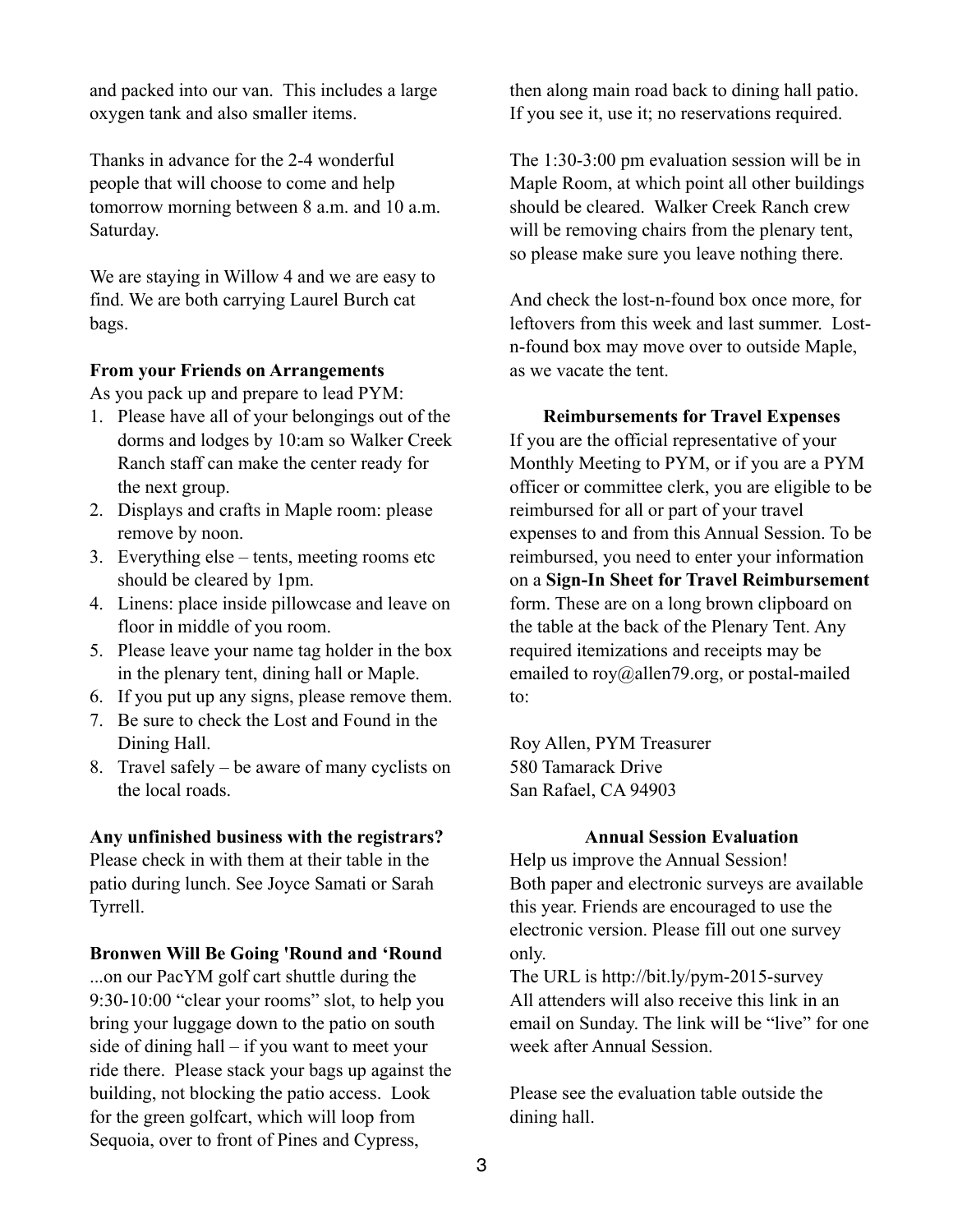and packed into our van. This includes a large oxygen tank and also smaller items.

Thanks in advance for the 2-4 wonderful people that will choose to come and help tomorrow morning between 8 a.m. and 10 a.m. Saturday.

We are staying in Willow 4 and we are easy to find. We are both carrying Laurel Burch cat bags.

**From your Friends on Arrangements**

As you pack up and prepare to lead PYM:

1. Please have all of your belongings out of the dorms and lodges by 10:am so Walker Creek Ranch staff can make the center ready for the next group.
2. Displays and crafts in Maple room: please remove by noon.
3. Everything else – tents, meeting rooms etc should be cleared by 1pm.
4. Linens: place inside pillowcase and leave on floor in middle of you room.
5. Please leave your name tag holder in the box in the plenary tent, dining hall or Maple.
6. If you put up any signs, please remove them.
7. Be sure to check the Lost and Found in the Dining Hall.
8. Travel safely – be aware of many cyclists on the local roads.

**Any unfinished business with the registrars?**

Please check in with them at their table in the patio during lunch. See Joyce Samati or Sarah Tyrrell.

**Bronwen Will Be Going 'Round and 'Round**

...on our PacYM golf cart shuttle during the 9:30-10:00 "clear your rooms" slot, to help you bring your luggage down to the patio on south side of dining hall – if you want to meet your ride there. Please stack your bags up against the building, not blocking the patio access. Look for the green golfcart, which will loop from Sequoia, over to front of Pines and Cypress, then along main road back to dining hall patio. If you see it, use it; no reservations required.

The 1:30-3:00 pm evaluation session will be in Maple Room, at which point all other buildings should be cleared. Walker Creek Ranch crew will be removing chairs from the plenary tent, so please make sure you leave nothing there.

And check the lost-n-found box once more, for leftovers from this week and last summer. Lost-n-found box may move over to outside Maple, as we vacate the tent.

**Reimbursements for Travel Expenses**

If you are the official representative of your Monthly Meeting to PYM, or if you are a PYM officer or committee clerk, you are eligible to be reimbursed for all or part of your travel expenses to and from this Annual Session. To be reimbursed, you need to enter your information on a **Sign-In Sheet for Travel Reimbursement** form. These are on a long brown clipboard on the table at the back of the Plenary Tent. Any required itemizations and receipts may be emailed to roy@allen79.org, or postal-mailed to:

Roy Allen, PYM Treasurer
580 Tamarack Drive
San Rafael, CA 94903

**Annual Session Evaluation**

Help us improve the Annual Session!
Both paper and electronic surveys are available this year. Friends are encouraged to use the electronic version. Please fill out one survey only.
The URL is http://bit.ly/pym-2015-survey
All attenders will also receive this link in an email on Sunday. The link will be "live" for one week after Annual Session.

Please see the evaluation table outside the dining hall.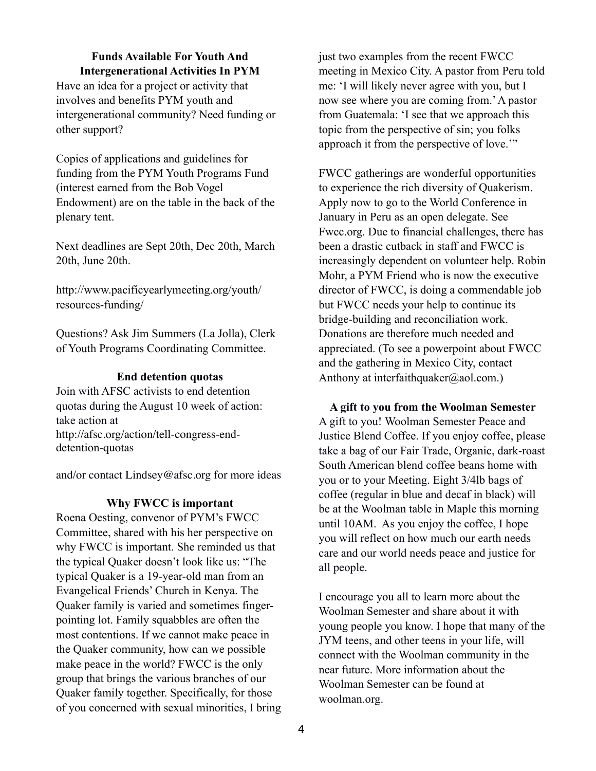### Funds Available For Youth And Intergenerational Activities In PYM

Have an idea for a project or activity that involves and benefits PYM youth and intergenerational community? Need funding or other support?

Copies of applications and guidelines for funding from the PYM Youth Programs Fund (interest earned from the Bob Vogel Endowment) are on the table in the back of the plenary tent.

Next deadlines are Sept 20th, Dec 20th, March 20th, June 20th.

http://www.pacificyearlymeeting.org/youth/resources-funding/

Questions? Ask Jim Summers (La Jolla), Clerk of Youth Programs Coordinating Committee.

### End detention quotas

Join with AFSC activists to end detention quotas during the August 10 week of action: take action at http://afsc.org/action/tell-congress-end-detention-quotas

and/or contact Lindsey@afsc.org for more ideas

### Why FWCC is important

Roena Oesting, convenor of PYM's FWCC Committee, shared with his her perspective on why FWCC is important. She reminded us that the typical Quaker doesn't look like us: "The typical Quaker is a 19-year-old man from an Evangelical Friends' Church in Kenya. The Quaker family is varied and sometimes finger-pointing lot. Family squabbles are often the most contentions. If we cannot make peace in the Quaker community, how can we possible make peace in the world? FWCC is the only group that brings the various branches of our Quaker family together. Specifically, for those of you concerned with sexual minorities, I bring just two examples from the recent FWCC meeting in Mexico City. A pastor from Peru told me: 'I will likely never agree with you, but I now see where you are coming from.' A pastor from Guatemala: 'I see that we approach this topic from the perspective of sin; you folks approach it from the perspective of love.'"

FWCC gatherings are wonderful opportunities to experience the rich diversity of Quakerism. Apply now to go to the World Conference in January in Peru as an open delegate. See Fwcc.org. Due to financial challenges, there has been a drastic cutback in staff and FWCC is increasingly dependent on volunteer help. Robin Mohr, a PYM Friend who is now the executive director of FWCC, is doing a commendable job but FWCC needs your help to continue its bridge-building and reconciliation work. Donations are therefore much needed and appreciated. (To see a powerpoint about FWCC and the gathering in Mexico City, contact Anthony at interfaithquaker@aol.com.)

### A gift to you from the Woolman Semester

A gift to you! Woolman Semester Peace and Justice Blend Coffee. If you enjoy coffee, please take a bag of our Fair Trade, Organic, dark-roast South American blend coffee beans home with you or to your Meeting. Eight 3/4lb bags of coffee (regular in blue and decaf in black) will be at the Woolman table in Maple this morning until 10AM. As you enjoy the coffee, I hope you will reflect on how much our earth needs care and our world needs peace and justice for all people.

I encourage you all to learn more about the Woolman Semester and share about it with young people you know. I hope that many of the JYM teens, and other teens in your life, will connect with the Woolman community in the near future. More information about the Woolman Semester can be found at woolman.org.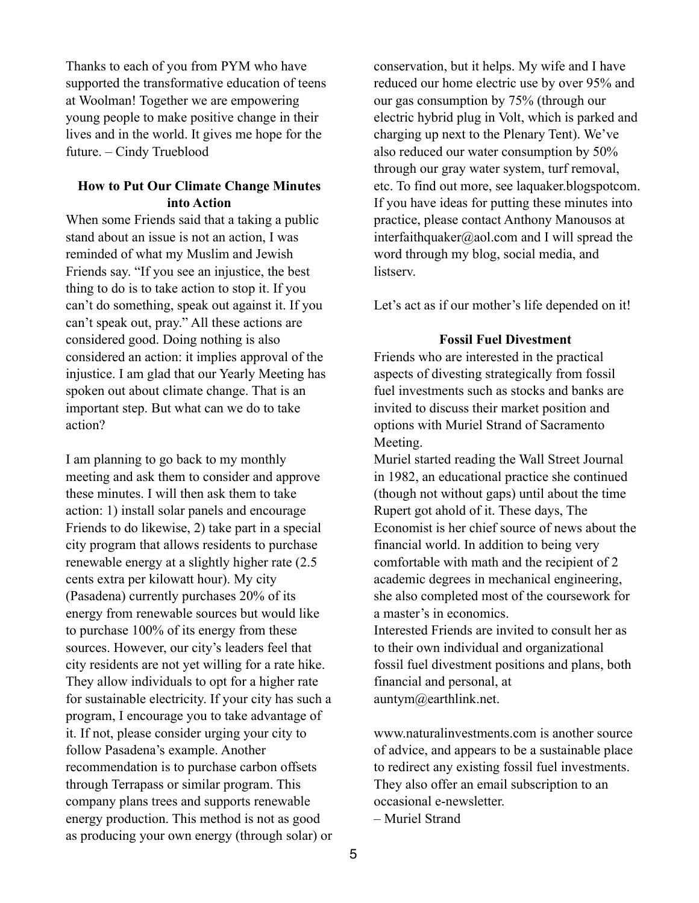Thanks to each of you from PYM who have supported the transformative education of teens at Woolman! Together we are empowering young people to make positive change in their lives and in the world. It gives me hope for the future. – Cindy Trueblood

### How to Put Our Climate Change Minutes into Action

When some Friends said that a taking a public stand about an issue is not an action, I was reminded of what my Muslim and Jewish Friends say. "If you see an injustice, the best thing to do is to take action to stop it. If you can't do something, speak out against it. If you can't speak out, pray." All these actions are considered good. Doing nothing is also considered an action: it implies approval of the injustice. I am glad that our Yearly Meeting has spoken out about climate change. That is an important step. But what can we do to take action?

I am planning to go back to my monthly meeting and ask them to consider and approve these minutes. I will then ask them to take action: 1) install solar panels and encourage Friends to do likewise, 2) take part in a special city program that allows residents to purchase renewable energy at a slightly higher rate (2.5 cents extra per kilowatt hour). My city (Pasadena) currently purchases 20% of its energy from renewable sources but would like to purchase 100% of its energy from these sources. However, our city's leaders feel that city residents are not yet willing for a rate hike. They allow individuals to opt for a higher rate for sustainable electricity. If your city has such a program, I encourage you to take advantage of it. If not, please consider urging your city to follow Pasadena's example. Another recommendation is to purchase carbon offsets through Terrapass or similar program. This company plans trees and supports renewable energy production. This method is not as good as producing your own energy (through solar) or conservation, but it helps. My wife and I have reduced our home electric use by over 95% and our gas consumption by 75% (through our electric hybrid plug in Volt, which is parked and charging up next to the Plenary Tent). We've also reduced our water consumption by 50% through our gray water system, turf removal, etc. To find out more, see laquaker.blogspotcom. If you have ideas for putting these minutes into practice, please contact Anthony Manousos at interfaithquaker@aol.com and I will spread the word through my blog, social media, and listserv.

Let's act as if our mother's life depended on it!

### Fossil Fuel Divestment

Friends who are interested in the practical aspects of divesting strategically from fossil fuel investments such as stocks and banks are invited to discuss their market position and options with Muriel Strand of Sacramento Meeting.

Muriel started reading the Wall Street Journal in 1982, an educational practice she continued (though not without gaps) until about the time Rupert got ahold of it. These days, The Economist is her chief source of news about the financial world. In addition to being very comfortable with math and the recipient of 2 academic degrees in mechanical engineering, she also completed most of the coursework for a master's in economics.

Interested Friends are invited to consult her as to their own individual and organizational fossil fuel divestment positions and plans, both financial and personal, at auntym@earthlink.net.

www.naturalinvestments.com is another source of advice, and appears to be a sustainable place to redirect any existing fossil fuel investments. They also offer an email subscription to an occasional e-newsletter.

– Muriel Strand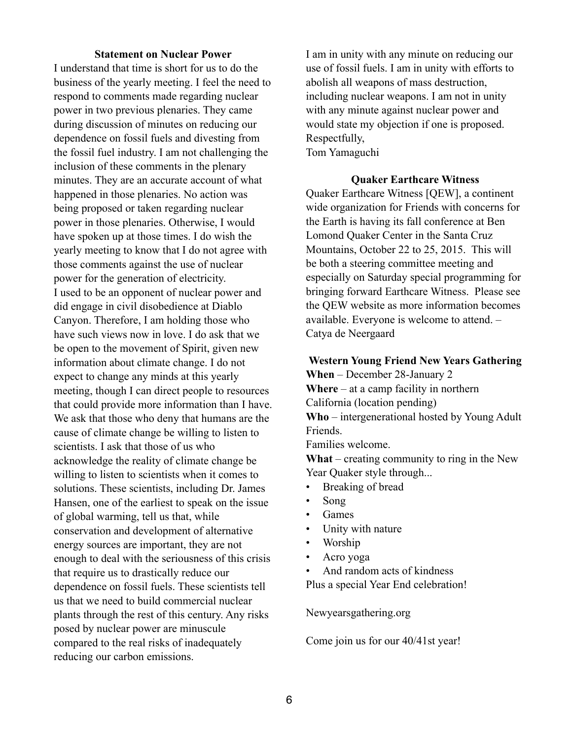### Statement on Nuclear Power

I understand that time is short for us to do the business of the yearly meeting. I feel the need to respond to comments made regarding nuclear power in two previous plenaries. They came during discussion of minutes on reducing our dependence on fossil fuels and divesting from the fossil fuel industry. I am not challenging the inclusion of these comments in the plenary minutes. They are an accurate account of what happened in those plenaries. No action was being proposed or taken regarding nuclear power in those plenaries. Otherwise, I would have spoken up at those times. I do wish the yearly meeting to know that I do not agree with those comments against the use of nuclear power for the generation of electricity.

I used to be an opponent of nuclear power and did engage in civil disobedience at Diablo Canyon. Therefore, I am holding those who have such views now in love. I do ask that we be open to the movement of Spirit, given new information about climate change. I do not expect to change any minds at this yearly meeting, though I can direct people to resources that could provide more information than I have. We ask that those who deny that humans are the cause of climate change be willing to listen to scientists. I ask that those of us who acknowledge the reality of climate change be willing to listen to scientists when it comes to solutions. These scientists, including Dr. James Hansen, one of the earliest to speak on the issue of global warming, tell us that, while conservation and development of alternative energy sources are important, they are not enough to deal with the seriousness of this crisis that require us to drastically reduce our dependence on fossil fuels. These scientists tell us that we need to build commercial nuclear plants through the rest of this century. Any risks posed by nuclear power are minuscule compared to the real risks of inadequately reducing our carbon emissions.

I am in unity with any minute on reducing our use of fossil fuels. I am in unity with efforts to abolish all weapons of mass destruction, including nuclear weapons. I am not in unity with any minute against nuclear power and would state my objection if one is proposed.

Respectfully,
Tom Yamaguchi

### Quaker Earthcare Witness

Quaker Earthcare Witness [QEW], a continent wide organization for Friends with concerns for the Earth is having its fall conference at Ben Lomond Quaker Center in the Santa Cruz Mountains, October 22 to 25, 2015. This will be both a steering committee meeting and especially on Saturday special programming for bringing forward Earthcare Witness. Please see the QEW website as more information becomes available. Everyone is welcome to attend. – Catya de Neergaard

### Western Young Friend New Years Gathering

**When** – December 28-January 2
**Where** – at a camp facility in northern California (location pending)
**Who** – intergenerational hosted by Young Adult Friends.
Families welcome.
**What** – creating community to ring in the New Year Quaker style through...

- Breaking of bread
- Song
- Games
- Unity with nature
- Worship
- Acro yoga
- And random acts of kindness

Plus a special Year End celebration!

Newyearsgathering.org

Come join us for our 40/41st year!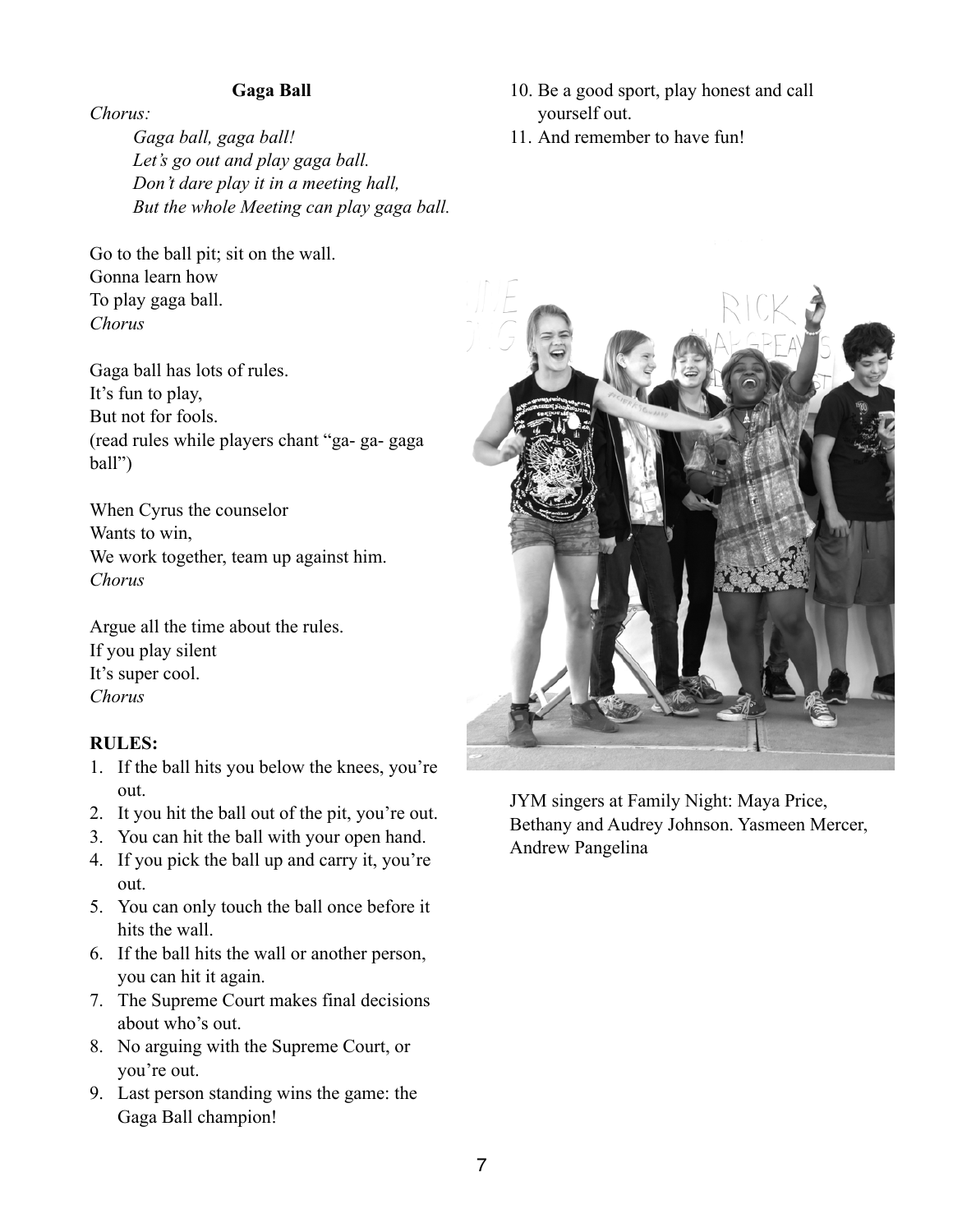**Gaga Ball**

*Chorus:*

*Gaga ball, gaga ball!*
*Let's go out and play gaga ball.*
*Don't dare play it in a meeting hall,*
*But the whole Meeting can play gaga ball.*

Go to the ball pit; sit on the wall.
Gonna learn how
To play gaga ball.
*Chorus*

Gaga ball has lots of rules.
It's fun to play,
But not for fools.
(read rules while players chant "ga- ga- gaga ball")

When Cyrus the counselor
Wants to win,
We work together, team up against him.
*Chorus*

Argue all the time about the rules.
If you play silent
It's super cool.
*Chorus*

**RULES:**

1. If the ball hits you below the knees, you're out.
2. It you hit the ball out of the pit, you're out.
3. You can hit the ball with your open hand.
4. If you pick the ball up and carry it, you're out.
5. You can only touch the ball once before it hits the wall.
6. If the ball hits the wall or another person, you can hit it again.
7. The Supreme Court makes final decisions about who's out.
8. No arguing with the Supreme Court, or you're out.
9. Last person standing wins the game: the Gaga Ball champion!
10. Be a good sport, play honest and call yourself out.
11. And remember to have fun!

JYM singers at Family Night: Maya Price, Bethany and Audrey Johnson. Yasmeen Mercer, Andrew Pangelina